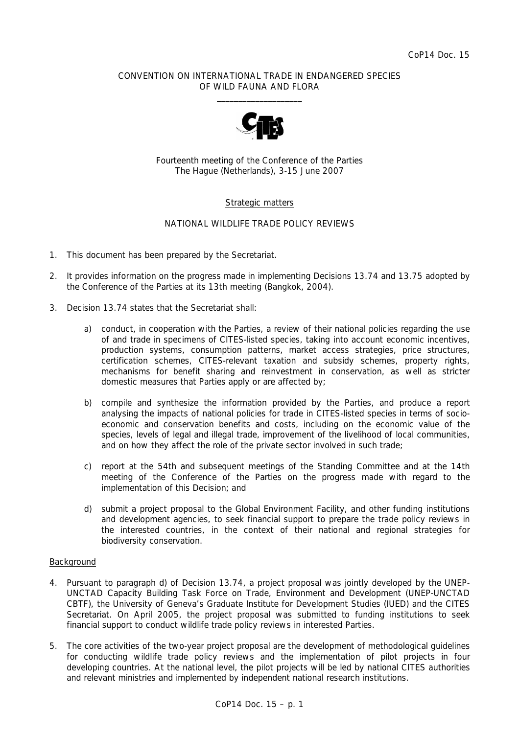CoP14 Doc. 15

CONVENTION ON INTERNATIONAL TRADE IN ENDANGERED SPECIES
OF WILD FAUNA AND FLORA

\_\_\_\_\_\_\_\_\_\_\_\_\_\_\_\_\_\_\_\_

Fourteenth meeting of the Conference of the Parties
The Hague (Netherlands), 3-15 June 2007

Strategic matters

NATIONAL WILDLIFE TRADE POLICY REVIEWS

1. This document has been prepared by the Secretariat.

2. It provides information on the progress made in implementing Decisions 13.74 and 13.75 adopted by the Conference of the Parties at its 13th meeting (Bangkok, 2004).

3. Decision 13.74 states that the Secretariat shall:

   a) conduct, in cooperation with the Parties, a review of their national policies regarding the use of and trade in specimens of CITES-listed species, taking into account economic incentives, production systems, consumption patterns, market access strategies, price structures, certification schemes, CITES-relevant taxation and subsidy schemes, property rights, mechanisms for benefit sharing and reinvestment in conservation, as well as stricter domestic measures that Parties apply or are affected by;

   b) compile and synthesize the information provided by the Parties, and produce a report analysing the impacts of national policies for trade in CITES-listed species in terms of socio-economic and conservation benefits and costs, including on the economic value of the species, levels of legal and illegal trade, improvement of the livelihood of local communities, and on how they affect the role of the private sector involved in such trade;

   c) report at the 54th and subsequent meetings of the Standing Committee and at the 14th meeting of the Conference of the Parties on the progress made with regard to the implementation of this Decision; and

   d) submit a project proposal to the Global Environment Facility, and other funding institutions and development agencies, to seek financial support to prepare the trade policy reviews in the interested countries, in the context of their national and regional strategies for biodiversity conservation.

Background

4. Pursuant to paragraph d) of Decision 13.74, a project proposal was jointly developed by the UNEP-UNCTAD Capacity Building Task Force on Trade, Environment and Development (UNEP-UNCTAD CBTF), the University of Geneva's Graduate Institute for Development Studies (IUED) and the CITES Secretariat. On April 2005, the project proposal was submitted to funding institutions to seek financial support to conduct wildlife trade policy reviews in interested Parties.

5. The core activities of the two-year project proposal are the development of methodological guidelines for conducting wildlife trade policy reviews and the implementation of pilot projects in four developing countries. At the national level, the pilot projects will be led by national CITES authorities and relevant ministries and implemented by independent national research institutions.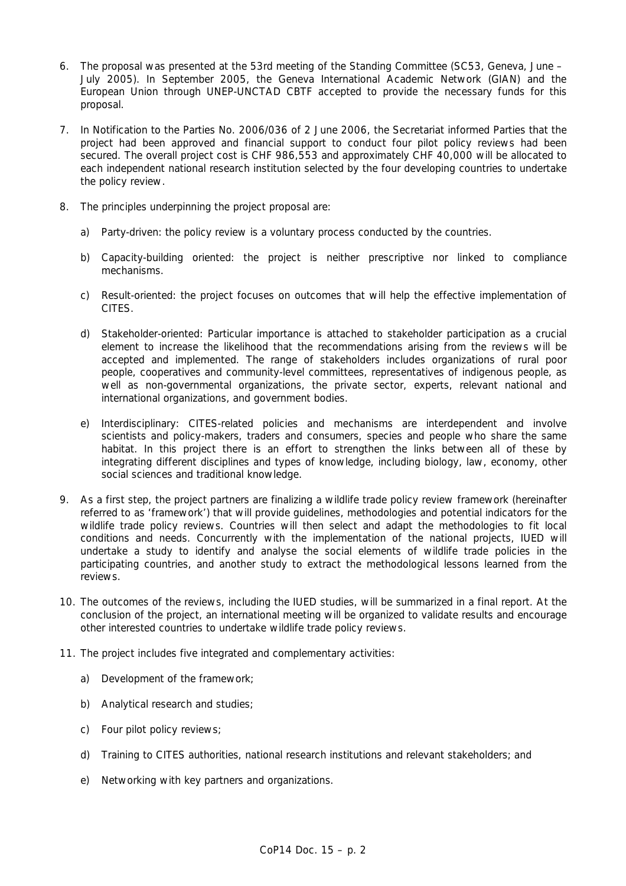6. The proposal was presented at the 53rd meeting of the Standing Committee (SC53, Geneva, June – July 2005). In September 2005, the Geneva International Academic Network (GIAN) and the European Union through UNEP-UNCTAD CBTF accepted to provide the necessary funds for this proposal.

7. In Notification to the Parties No. 2006/036 of 2 June 2006, the Secretariat informed Parties that the project had been approved and financial support to conduct four pilot policy reviews had been secured. The overall project cost is CHF 986,553 and approximately CHF 40,000 will be allocated to each independent national research institution selected by the four developing countries to undertake the policy review.

8. The principles underpinning the project proposal are:

   a) Party-driven: the policy review is a voluntary process conducted by the countries.

   b) Capacity-building oriented: the project is neither prescriptive nor linked to compliance mechanisms.

   c) Result-oriented: the project focuses on outcomes that will help the effective implementation of CITES.

   d) Stakeholder-oriented: Particular importance is attached to stakeholder participation as a crucial element to increase the likelihood that the recommendations arising from the reviews will be accepted and implemented. The range of stakeholders includes organizations of rural poor people, cooperatives and community-level committees, representatives of indigenous people, as well as non-governmental organizations, the private sector, experts, relevant national and international organizations, and government bodies.

   e) Interdisciplinary: CITES-related policies and mechanisms are interdependent and involve scientists and policy-makers, traders and consumers, species and people who share the same habitat. In this project there is an effort to strengthen the links between all of these by integrating different disciplines and types of knowledge, including biology, law, economy, other social sciences and traditional knowledge.

9. As a first step, the project partners are finalizing a wildlife trade policy review framework (hereinafter referred to as 'framework') that will provide guidelines, methodologies and potential indicators for the wildlife trade policy reviews. Countries will then select and adapt the methodologies to fit local conditions and needs. Concurrently with the implementation of the national projects, IUED will undertake a study to identify and analyse the social elements of wildlife trade policies in the participating countries, and another study to extract the methodological lessons learned from the reviews.

10. The outcomes of the reviews, including the IUED studies, will be summarized in a final report. At the conclusion of the project, an international meeting will be organized to validate results and encourage other interested countries to undertake wildlife trade policy reviews.

11. The project includes five integrated and complementary activities:

    a) Development of the framework;

    b) Analytical research and studies;

    c) Four pilot policy reviews;

    d) Training to CITES authorities, national research institutions and relevant stakeholders; and

    e) Networking with key partners and organizations.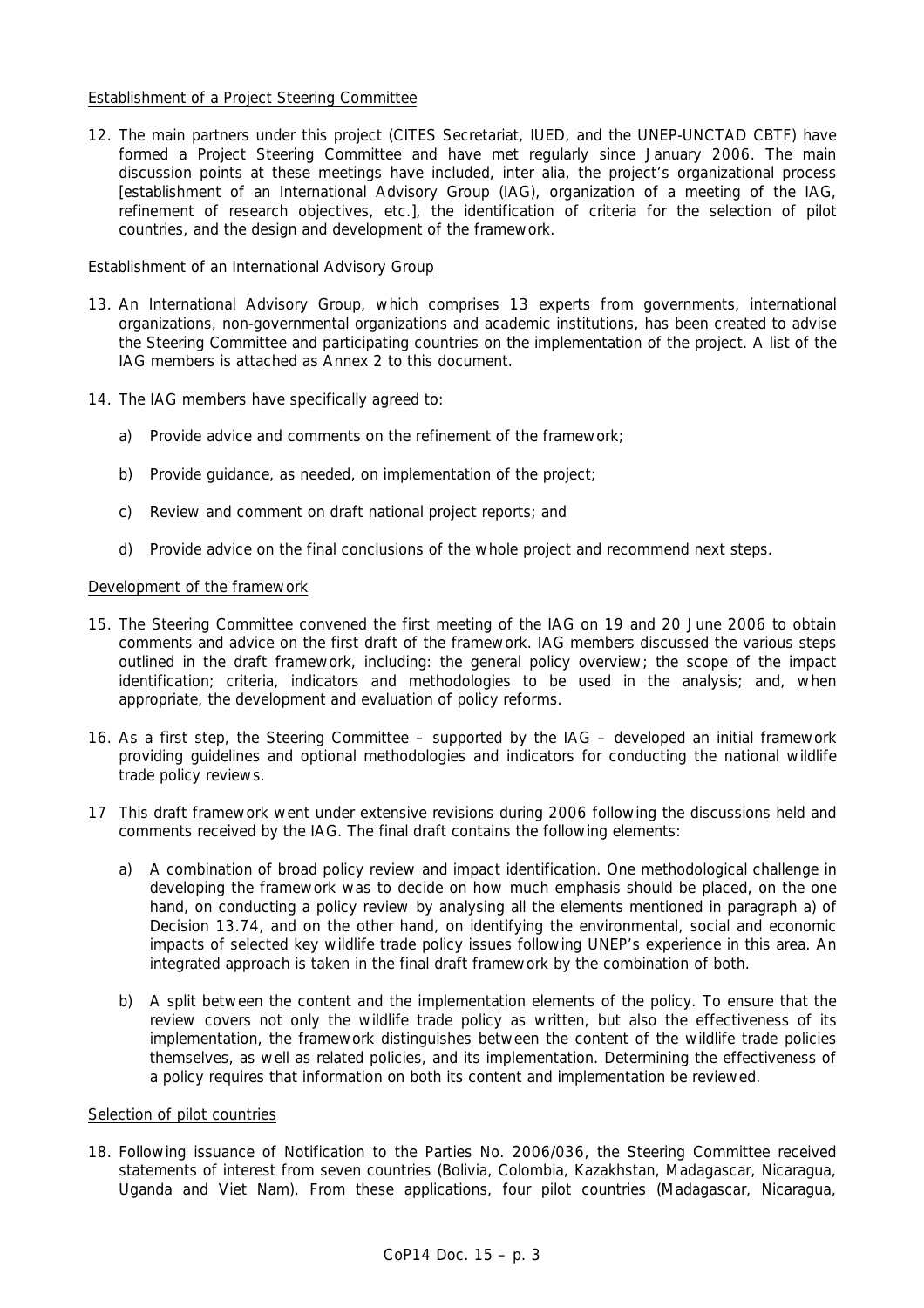Establishment of a Project Steering Committee

12. The main partners under this project (CITES Secretariat, IUED, and the UNEP-UNCTAD CBTF) have formed a Project Steering Committee and have met regularly since January 2006. The main discussion points at these meetings have included, inter alia, the project's organizational process [establishment of an International Advisory Group (IAG), organization of a meeting of the IAG, refinement of research objectives, etc.], the identification of criteria for the selection of pilot countries, and the design and development of the framework.

Establishment of an International Advisory Group

13. An International Advisory Group, which comprises 13 experts from governments, international organizations, non-governmental organizations and academic institutions, has been created to advise the Steering Committee and participating countries on the implementation of the project. A list of the IAG members is attached as Annex 2 to this document.

14. The IAG members have specifically agreed to:

    a) Provide advice and comments on the refinement of the framework;

    b) Provide guidance, as needed, on implementation of the project;

    c) Review and comment on draft national project reports; and

    d) Provide advice on the final conclusions of the whole project and recommend next steps.

Development of the framework

15. The Steering Committee convened the first meeting of the IAG on 19 and 20 June 2006 to obtain comments and advice on the first draft of the framework. IAG members discussed the various steps outlined in the draft framework, including: the general policy overview; the scope of the impact identification; criteria, indicators and methodologies to be used in the analysis; and, when appropriate, the development and evaluation of policy reforms.

16. As a first step, the Steering Committee – supported by the IAG – developed an initial framework providing guidelines and optional methodologies and indicators for conducting the national wildlife trade policy reviews.

17 This draft framework went under extensive revisions during 2006 following the discussions held and comments received by the IAG. The final draft contains the following elements:

    a) A combination of broad policy review and impact identification. One methodological challenge in developing the framework was to decide on how much emphasis should be placed, on the one hand, on conducting a policy review by analysing all the elements mentioned in paragraph a) of Decision 13.74, and on the other hand, on identifying the environmental, social and economic impacts of selected key wildlife trade policy issues following UNEP's experience in this area. An integrated approach is taken in the final draft framework by the combination of both.

    b) A split between the content and the implementation elements of the policy. To ensure that the review covers not only the wildlife trade policy as written, but also the effectiveness of its implementation, the framework distinguishes between the content of the wildlife trade policies themselves, as well as related policies, and its implementation. Determining the effectiveness of a policy requires that information on both its content and implementation be reviewed.

Selection of pilot countries

18. Following issuance of Notification to the Parties No. 2006/036, the Steering Committee received statements of interest from seven countries (Bolivia, Colombia, Kazakhstan, Madagascar, Nicaragua, Uganda and Viet Nam). From these applications, four pilot countries (Madagascar, Nicaragua,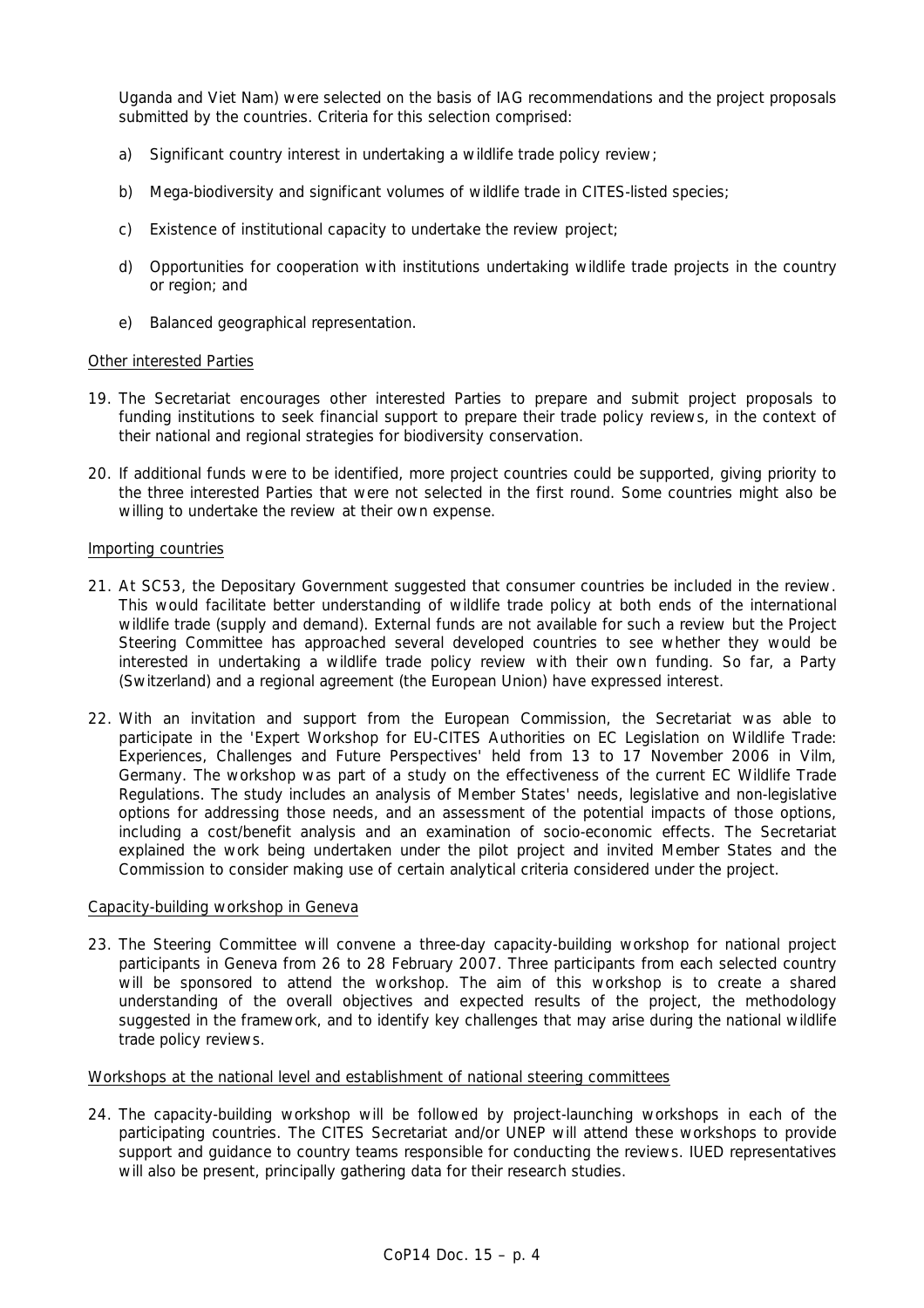Uganda and Viet Nam) were selected on the basis of IAG recommendations and the project proposals submitted by the countries. Criteria for this selection comprised:

a) Significant country interest in undertaking a wildlife trade policy review;

b) Mega-biodiversity and significant volumes of wildlife trade in CITES-listed species;

c) Existence of institutional capacity to undertake the review project;

d) Opportunities for cooperation with institutions undertaking wildlife trade projects in the country or region; and

e) Balanced geographical representation.

Other interested Parties

19. The Secretariat encourages other interested Parties to prepare and submit project proposals to funding institutions to seek financial support to prepare their trade policy reviews, in the context of their national and regional strategies for biodiversity conservation.

20. If additional funds were to be identified, more project countries could be supported, giving priority to the three interested Parties that were not selected in the first round. Some countries might also be willing to undertake the review at their own expense.

Importing countries

21. At SC53, the Depositary Government suggested that consumer countries be included in the review. This would facilitate better understanding of wildlife trade policy at both ends of the international wildlife trade (supply and demand). External funds are not available for such a review but the Project Steering Committee has approached several developed countries to see whether they would be interested in undertaking a wildlife trade policy review with their own funding. So far, a Party (Switzerland) and a regional agreement (the European Union) have expressed interest.

22. With an invitation and support from the European Commission, the Secretariat was able to participate in the 'Expert Workshop for EU-CITES Authorities on EC Legislation on Wildlife Trade: Experiences, Challenges and Future Perspectives' held from 13 to 17 November 2006 in Vilm, Germany. The workshop was part of a study on the effectiveness of the current EC Wildlife Trade Regulations. The study includes an analysis of Member States' needs, legislative and non-legislative options for addressing those needs, and an assessment of the potential impacts of those options, including a cost/benefit analysis and an examination of socio-economic effects. The Secretariat explained the work being undertaken under the pilot project and invited Member States and the Commission to consider making use of certain analytical criteria considered under the project.

Capacity-building workshop in Geneva

23. The Steering Committee will convene a three-day capacity-building workshop for national project participants in Geneva from 26 to 28 February 2007. Three participants from each selected country will be sponsored to attend the workshop. The aim of this workshop is to create a shared understanding of the overall objectives and expected results of the project, the methodology suggested in the framework, and to identify key challenges that may arise during the national wildlife trade policy reviews.

Workshops at the national level and establishment of national steering committees

24. The capacity-building workshop will be followed by project-launching workshops in each of the participating countries. The CITES Secretariat and/or UNEP will attend these workshops to provide support and guidance to country teams responsible for conducting the reviews. IUED representatives will also be present, principally gathering data for their research studies.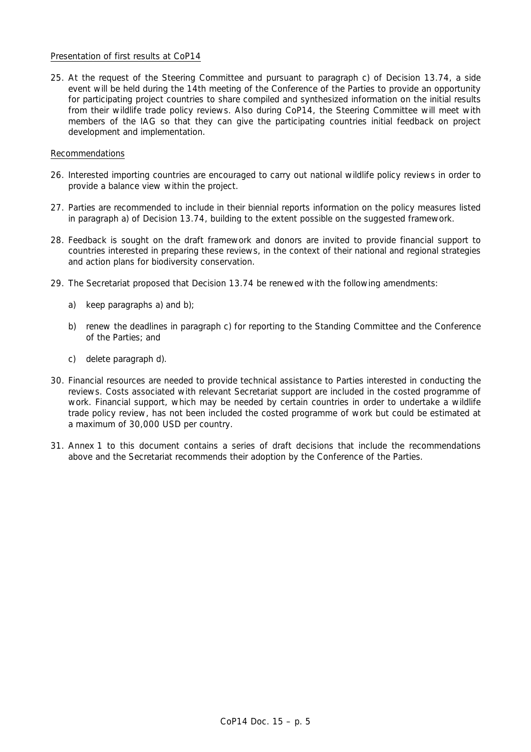Presentation of first results at CoP14

25. At the request of the Steering Committee and pursuant to paragraph c) of Decision 13.74, a side event will be held during the 14th meeting of the Conference of the Parties to provide an opportunity for participating project countries to share compiled and synthesized information on the initial results from their wildlife trade policy reviews. Also during CoP14, the Steering Committee will meet with members of the IAG so that they can give the participating countries initial feedback on project development and implementation.

Recommendations

26. Interested importing countries are encouraged to carry out national wildlife policy reviews in order to provide a balance view within the project.

27. Parties are recommended to include in their biennial reports information on the policy measures listed in paragraph a) of Decision 13.74, building to the extent possible on the suggested framework.

28. Feedback is sought on the draft framework and donors are invited to provide financial support to countries interested in preparing these reviews, in the context of their national and regional strategies and action plans for biodiversity conservation.

29. The Secretariat proposed that Decision 13.74 be renewed with the following amendments:

    a) keep paragraphs a) and b);

    b) renew the deadlines in paragraph c) for reporting to the Standing Committee and the Conference of the Parties; and

    c) delete paragraph d).

30. Financial resources are needed to provide technical assistance to Parties interested in conducting the reviews. Costs associated with relevant Secretariat support are included in the costed programme of work. Financial support, which may be needed by certain countries in order to undertake a wildlife trade policy review, has not been included the costed programme of work but could be estimated at a maximum of 30,000 USD per country.

31. Annex 1 to this document contains a series of draft decisions that include the recommendations above and the Secretariat recommends their adoption by the Conference of the Parties.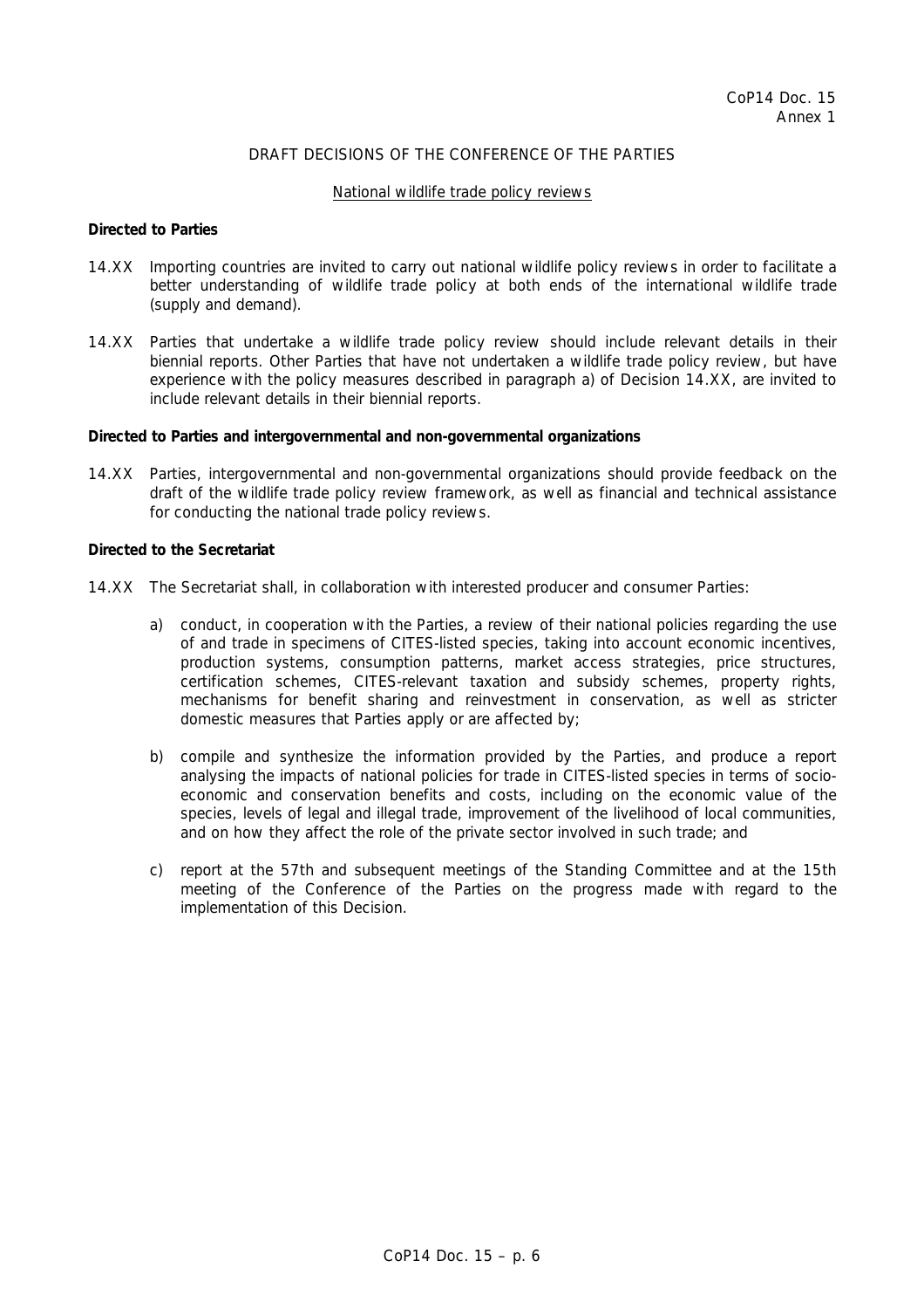CoP14 Doc. 15
Annex 1

DRAFT DECISIONS OF THE CONFERENCE OF THE PARTIES

National wildlife trade policy reviews

**Directed to Parties**

14.XX Importing countries are invited to carry out national wildlife policy reviews in order to facilitate a better understanding of wildlife trade policy at both ends of the international wildlife trade (supply and demand).

14.XX Parties that undertake a wildlife trade policy review should include relevant details in their biennial reports. Other Parties that have not undertaken a wildlife trade policy review, but have experience with the policy measures described in paragraph a) of Decision 14.XX, are invited to include relevant details in their biennial reports.

**Directed to Parties and intergovernmental and non-governmental organizations**

14.XX Parties, intergovernmental and non-governmental organizations should provide feedback on the draft of the wildlife trade policy review framework, as well as financial and technical assistance for conducting the national trade policy reviews.

**Directed to the Secretariat**

14.XX The Secretariat shall, in collaboration with interested producer and consumer Parties:

a) conduct, in cooperation with the Parties, a review of their national policies regarding the use of and trade in specimens of CITES-listed species, taking into account economic incentives, production systems, consumption patterns, market access strategies, price structures, certification schemes, CITES-relevant taxation and subsidy schemes, property rights, mechanisms for benefit sharing and reinvestment in conservation, as well as stricter domestic measures that Parties apply or are affected by;

b) compile and synthesize the information provided by the Parties, and produce a report analysing the impacts of national policies for trade in CITES-listed species in terms of socio-economic and conservation benefits and costs, including on the economic value of the species, levels of legal and illegal trade, improvement of the livelihood of local communities, and on how they affect the role of the private sector involved in such trade; and

c) report at the 57th and subsequent meetings of the Standing Committee and at the 15th meeting of the Conference of the Parties on the progress made with regard to the implementation of this Decision.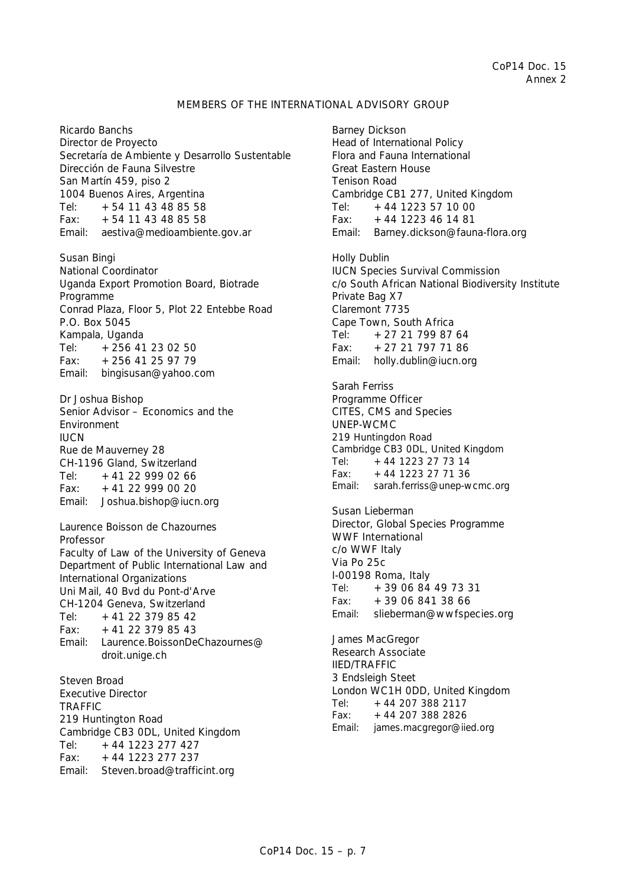CoP14 Doc. 15
Annex 2

## MEMBERS OF THE INTERNATIONAL ADVISORY GROUP

Ricardo Banchs
Director de Proyecto
Secretaría de Ambiente y Desarrollo Sustentable
Dirección de Fauna Silvestre
San Martín 459, piso 2
1004 Buenos Aires, Argentina
Tel: +54 11 43 48 85 58
Fax: +54 11 43 48 85 58
Email: aestiva@medioambiente.gov.ar

Susan Bingi
National Coordinator
Uganda Export Promotion Board, Biotrade Programme
Conrad Plaza, Floor 5, Plot 22 Entebbe Road
P.O. Box 5045
Kampala, Uganda
Tel: +256 41 23 02 50
Fax: +256 41 25 97 79
Email: bingisusan@yahoo.com

Dr Joshua Bishop
Senior Advisor – Economics and the Environment
IUCN
Rue de Mauverney 28
CH-1196 Gland, Switzerland
Tel: +41 22 999 02 66
Fax: +41 22 999 00 20
Email: Joshua.bishop@iucn.org

Laurence Boisson de Chazournes
Professor
Faculty of Law of the University of Geneva
Department of Public International Law and International Organizations
Uni Mail, 40 Bvd du Pont-d'Arve
CH-1204 Geneva, Switzerland
Tel: +41 22 379 85 42
Fax: +41 22 379 85 43
Email: Laurence.BoissonDeChazournes@droit.unige.ch

Steven Broad
Executive Director
TRAFFIC
219 Huntington Road
Cambridge CB3 0DL, United Kingdom
Tel: +44 1223 277 427
Fax: +44 1223 277 237
Email: Steven.broad@trafficint.org

Barney Dickson
Head of International Policy
Flora and Fauna International
Great Eastern House
Tenison Road
Cambridge CB1 277, United Kingdom
Tel: +44 1223 57 10 00
Fax: +44 1223 46 14 81
Email: Barney.dickson@fauna-flora.org

Holly Dublin
IUCN Species Survival Commission
c/o South African National Biodiversity Institute
Private Bag X7
Claremont 7735
Cape Town, South Africa
Tel: +27 21 799 87 64
Fax: +27 21 797 71 86
Email: holly.dublin@iucn.org

Sarah Ferriss
Programme Officer
CITES, CMS and Species
UNEP-WCMC
219 Huntingdon Road
Cambridge CB3 0DL, United Kingdom
Tel: +44 1223 27 73 14
Fax: +44 1223 27 71 36
Email: sarah.ferriss@unep-wcmc.org

Susan Lieberman
Director, Global Species Programme
WWF International
c/o WWF Italy
Via Po 25c
I-00198 Roma, Italy
Tel: +39 06 84 49 73 31
Fax: +39 06 841 38 66
Email: slieberman@wwfspecies.org

James MacGregor
Research Associate
IIED/TRAFFIC
3 Endsleigh Steet
London WC1H 0DD, United Kingdom
Tel: +44 207 388 2117
Fax: +44 207 388 2826
Email: james.macgregor@iied.org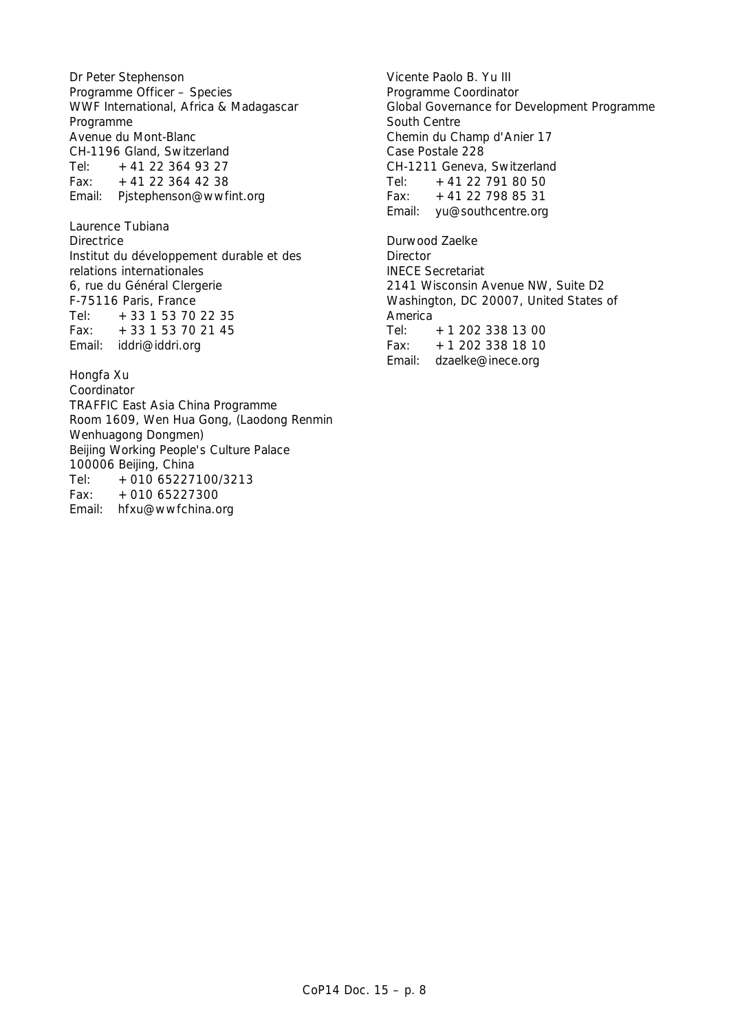Dr Peter Stephenson
Programme Officer – Species
WWF International, Africa & Madagascar Programme
Avenue du Mont-Blanc
CH-1196 Gland, Switzerland
Tel: +41 22 364 93 27
Fax: +41 22 364 42 38
Email: Pjstephenson@wwfint.org

Laurence Tubiana
Directrice
Institut du développement durable et des relations internationales
6, rue du Général Clergerie
F-75116 Paris, France
Tel: +33 1 53 70 22 35
Fax: +33 1 53 70 21 45
Email: iddri@iddri.org

Hongfa Xu
Coordinator
TRAFFIC East Asia China Programme
Room 1609, Wen Hua Gong, (Laodong Renmin Wenhuagong Dongmen)
Beijing Working People's Culture Palace
100006 Beijing, China
Tel: +010 65227100/3213
Fax: +010 65227300
Email: hfxu@wwfchina.org

Vicente Paolo B. Yu III
Programme Coordinator
Global Governance for Development Programme
South Centre
Chemin du Champ d'Anier 17
Case Postale 228
CH-1211 Geneva, Switzerland
Tel: +41 22 791 80 50
Fax: +41 22 798 85 31
Email: yu@southcentre.org

Durwood Zaelke
Director
INECE Secretariat
2141 Wisconsin Avenue NW, Suite D2
Washington, DC 20007, United States of America
Tel: +1 202 338 13 00
Fax: +1 202 338 18 10
Email: dzaelke@inece.org